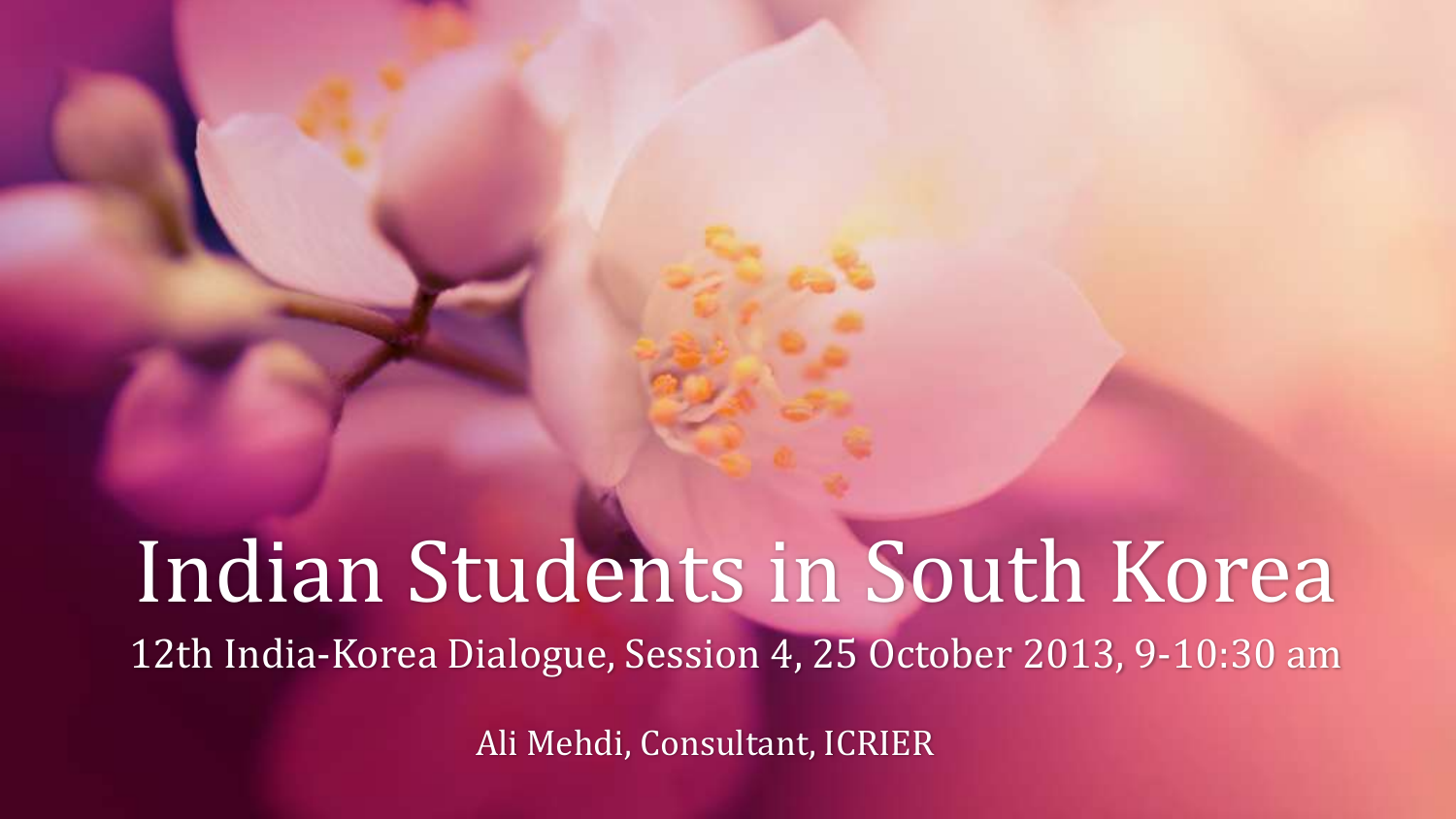# Indian Students in South Korea

12th India-Korea Dialogue, Session 4, 25 October 2013, 9-10:30 am

Ali Mehdi, Consultant, ICRIER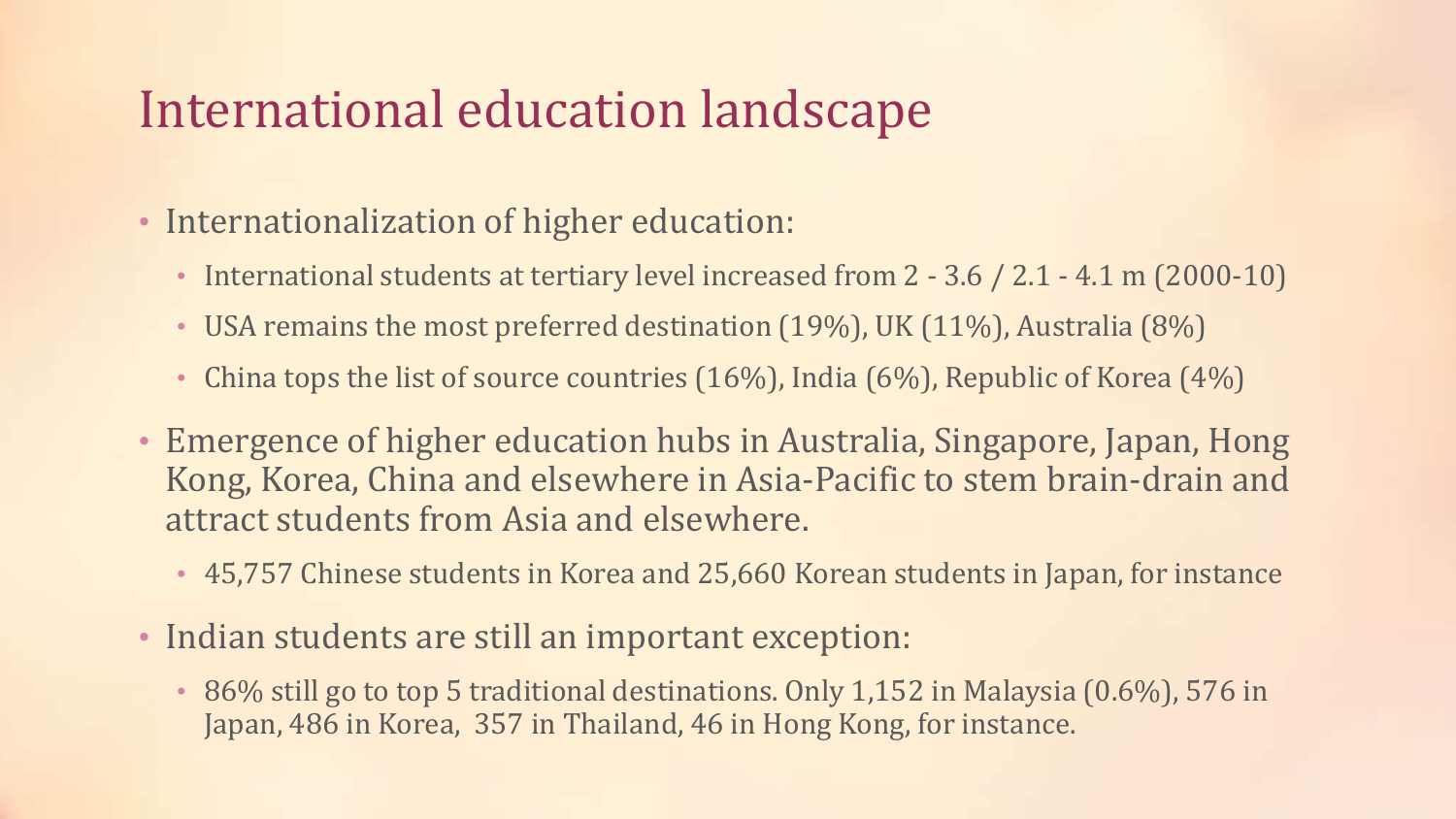# International education landscape

- Internationalization of higher education:
  - International students at tertiary level increased from 2 - 3.6 / 2.1 - 4.1 m (2000-10)
  - USA remains the most preferred destination (19%), UK (11%), Australia (8%)
  - China tops the list of source countries (16%), India (6%), Republic of Korea (4%)
- Emergence of higher education hubs in Australia, Singapore, Japan, Hong Kong, Korea, China and elsewhere in Asia-Pacific to stem brain-drain and attract students from Asia and elsewhere.
  - 45,757 Chinese students in Korea and 25,660 Korean students in Japan, for instance
- Indian students are still an important exception:
  - 86% still go to top 5 traditional destinations. Only 1,152 in Malaysia (0.6%), 576 in Japan, 486 in Korea, 357 in Thailand, 46 in Hong Kong, for instance.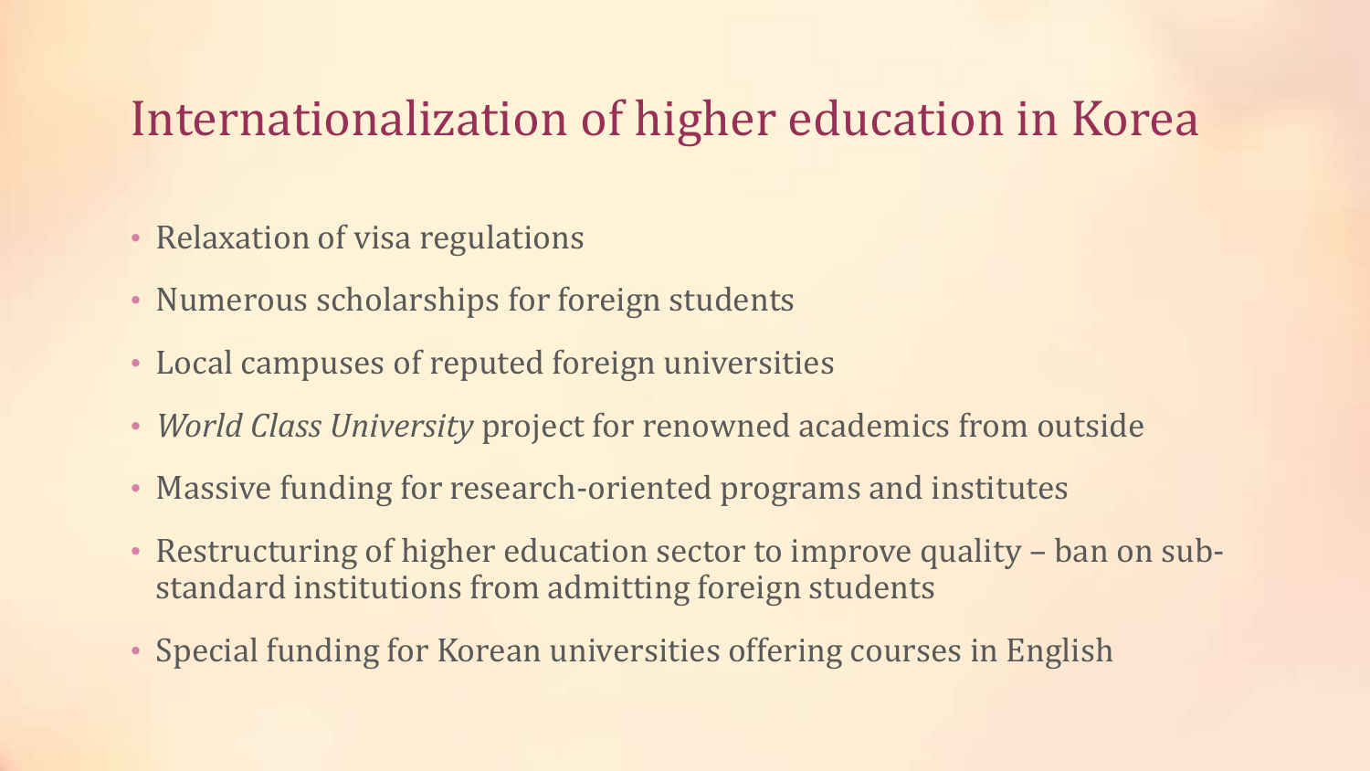# Internationalization of higher education in Korea

- Relaxation of visa regulations
- Numerous scholarships for foreign students
- Local campuses of reputed foreign universities
- *World Class University* project for renowned academics from outside
- Massive funding for research-oriented programs and institutes
- Restructuring of higher education sector to improve quality – ban on sub-standard institutions from admitting foreign students
- Special funding for Korean universities offering courses in English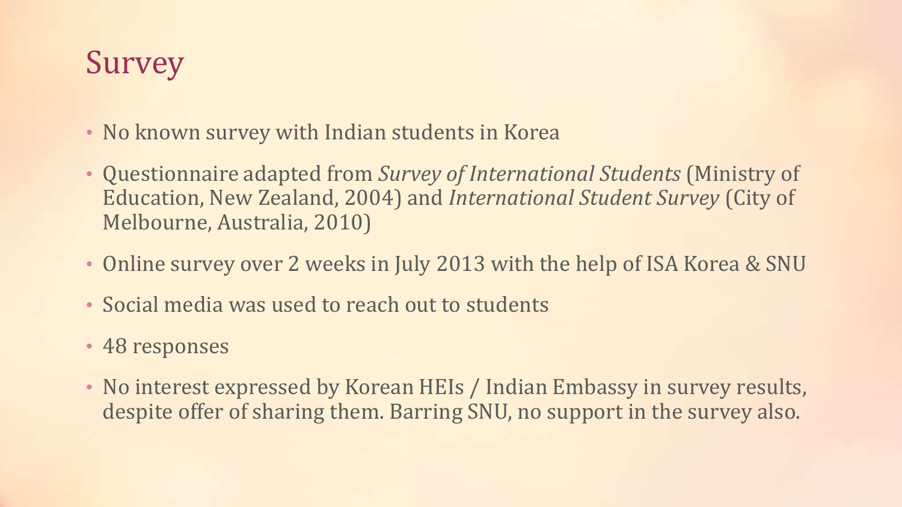# Survey

- No known survey with Indian students in Korea
- Questionnaire adapted from *Survey of International Students* (Ministry of Education, New Zealand, 2004) and *International Student Survey* (City of Melbourne, Australia, 2010)
- Online survey over 2 weeks in July 2013 with the help of ISA Korea & SNU
- Social media was used to reach out to students
- 48 responses
- No interest expressed by Korean HEIs / Indian Embassy in survey results, despite offer of sharing them. Barring SNU, no support in the survey also.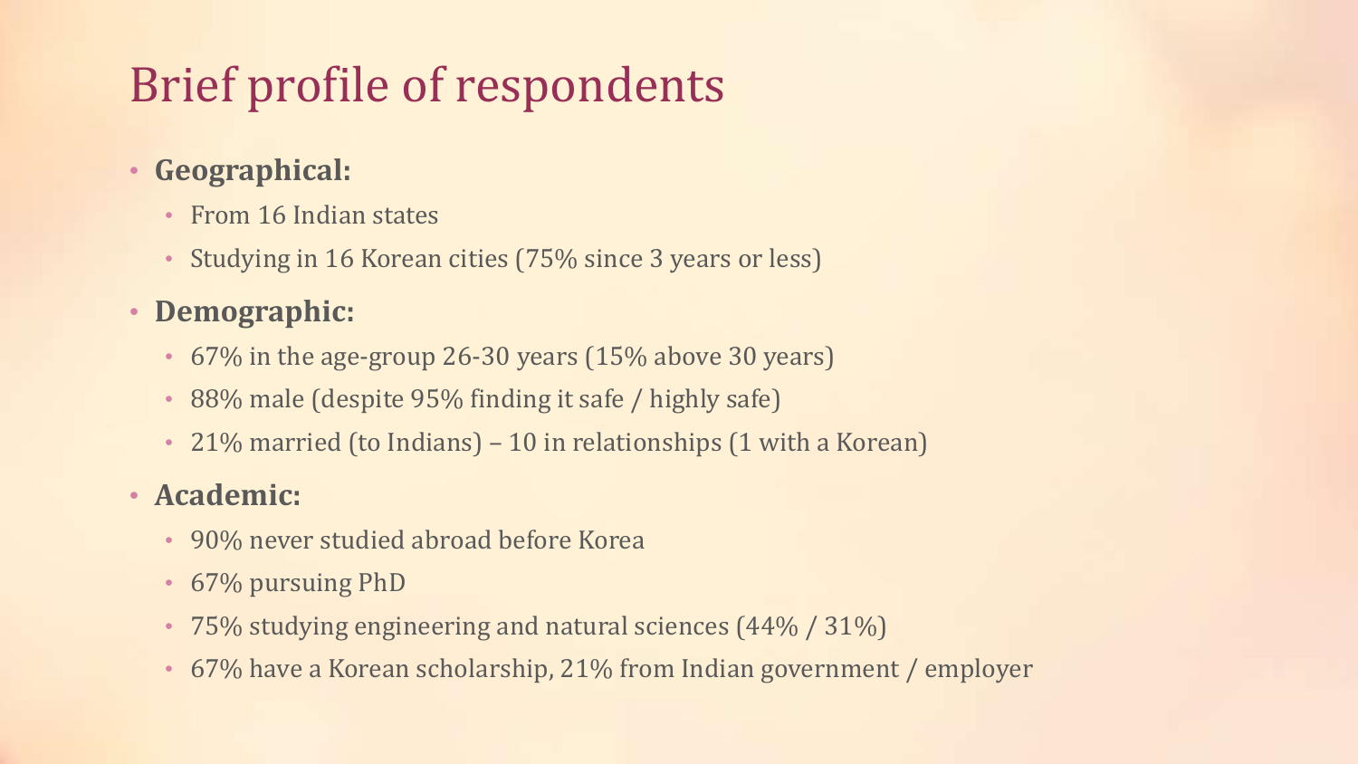# Brief profile of respondents

- **Geographical:**
  - From 16 Indian states
  - Studying in 16 Korean cities (75% since 3 years or less)
- **Demographic:**
  - 67% in the age-group 26-30 years (15% above 30 years)
  - 88% male (despite 95% finding it safe / highly safe)
  - 21% married (to Indians) – 10 in relationships (1 with a Korean)
- **Academic:**
  - 90% never studied abroad before Korea
  - 67% pursuing PhD
  - 75% studying engineering and natural sciences (44% / 31%)
  - 67% have a Korean scholarship, 21% from Indian government / employer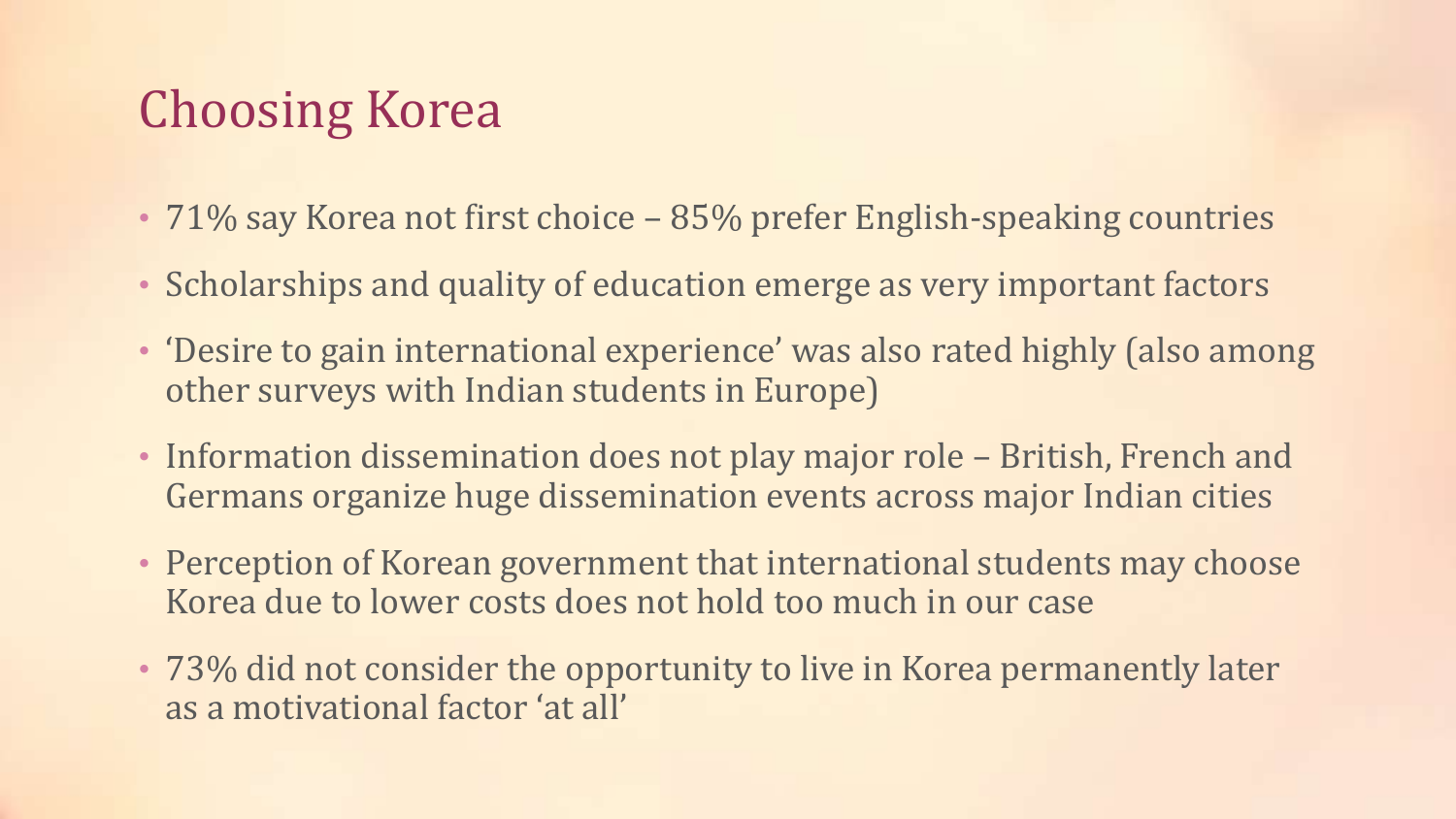# Choosing Korea

- 71% say Korea not first choice – 85% prefer English-speaking countries
- Scholarships and quality of education emerge as very important factors
- 'Desire to gain international experience' was also rated highly (also among other surveys with Indian students in Europe)
- Information dissemination does not play major role – British, French and Germans organize huge dissemination events across major Indian cities
- Perception of Korean government that international students may choose Korea due to lower costs does not hold too much in our case
- 73% did not consider the opportunity to live in Korea permanently later as a motivational factor 'at all'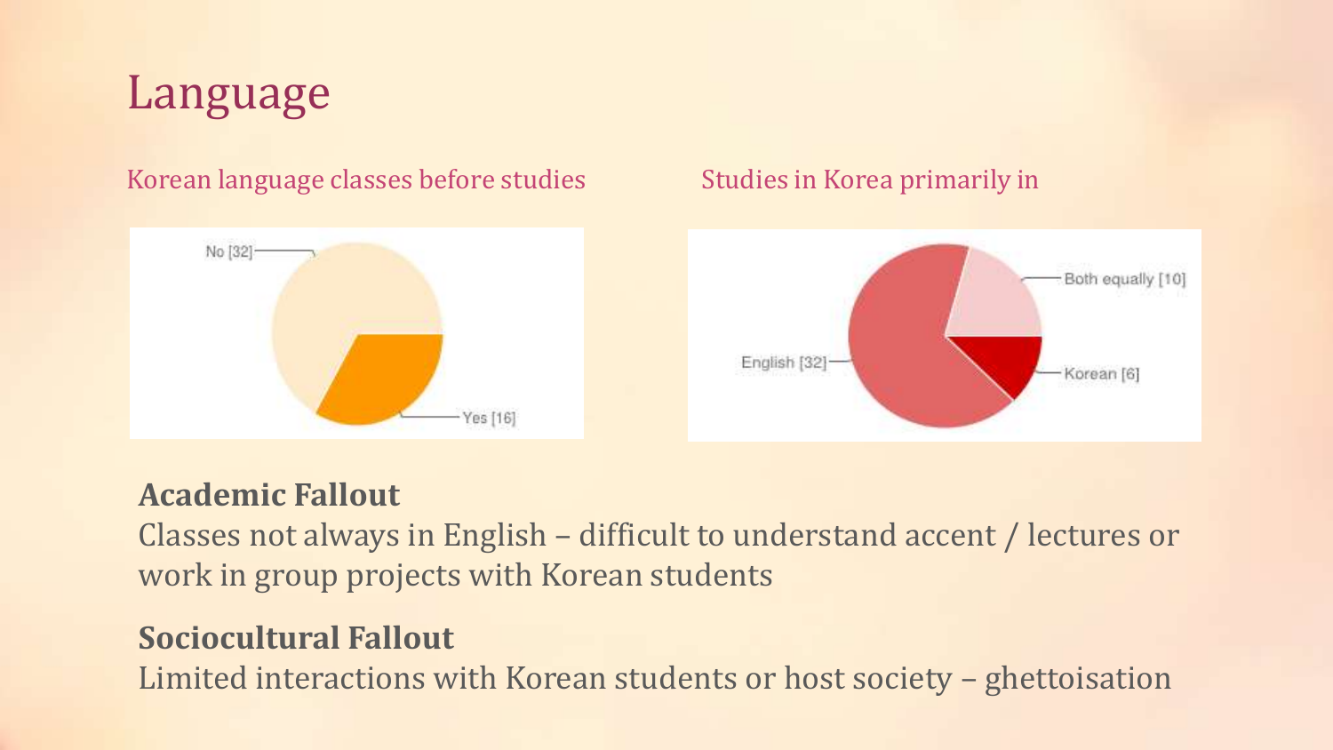# Language

Korean language classes before studies

No [32]

Yes [16]

Studies in Korea primarily in

Both equally [10]

English [32]

Korean [6]

**Academic Fallout**

Classes not always in English – difficult to understand accent / lectures or work in group projects with Korean students

**Sociocultural Fallout**

Limited interactions with Korean students or host society – ghettoisation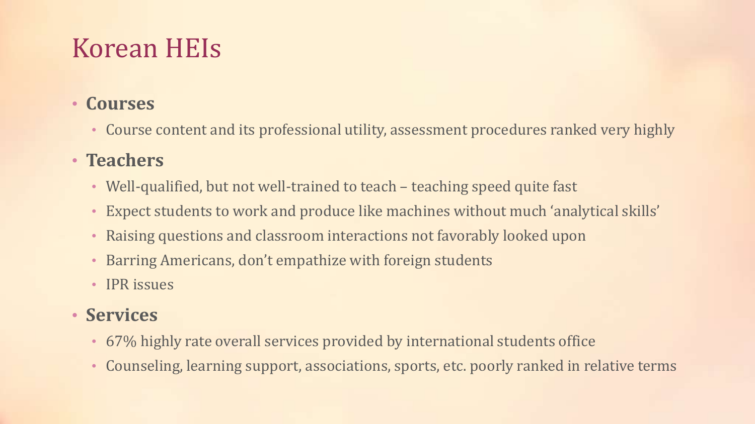# Korean HEIs

- **Courses**
  - Course content and its professional utility, assessment procedures ranked very highly
- **Teachers**
  - Well-qualified, but not well-trained to teach – teaching speed quite fast
  - Expect students to work and produce like machines without much 'analytical skills'
  - Raising questions and classroom interactions not favorably looked upon
  - Barring Americans, don't empathize with foreign students
  - IPR issues
- **Services**
  - 67% highly rate overall services provided by international students office
  - Counseling, learning support, associations, sports, etc. poorly ranked in relative terms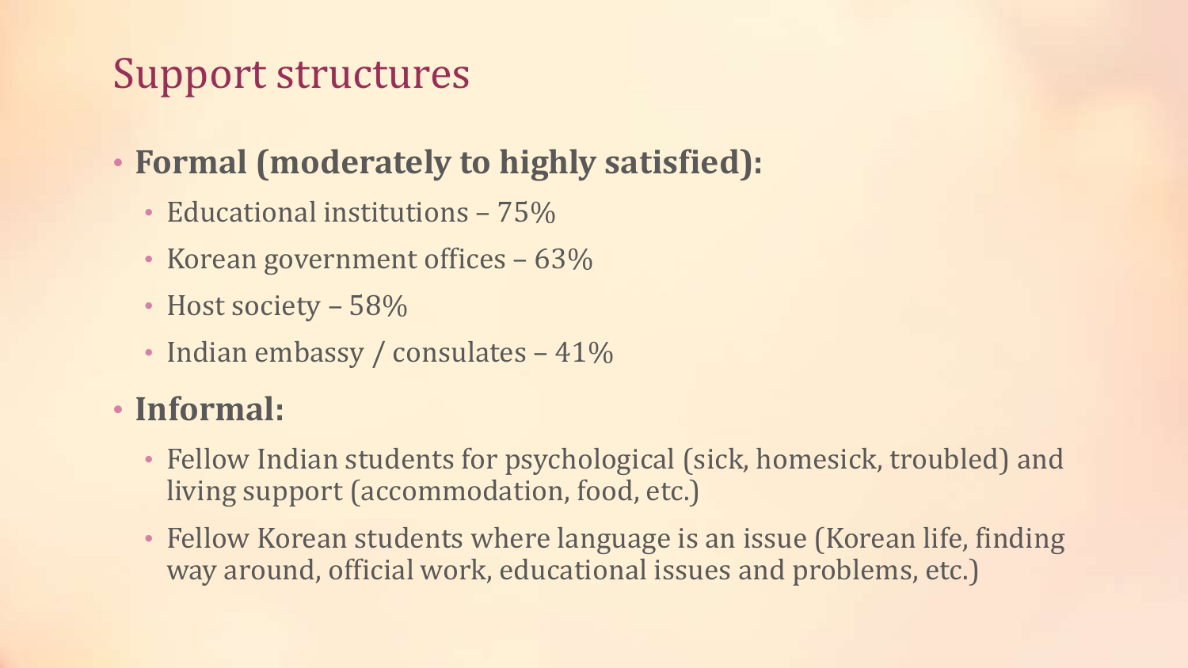# Support structures

- **Formal (moderately to highly satisfied):**
  - Educational institutions – 75%
  - Korean government offices – 63%
  - Host society – 58%
  - Indian embassy / consulates – 41%
- **Informal:**
  - Fellow Indian students for psychological (sick, homesick, troubled) and living support (accommodation, food, etc.)
  - Fellow Korean students where language is an issue (Korean life, finding way around, official work, educational issues and problems, etc.)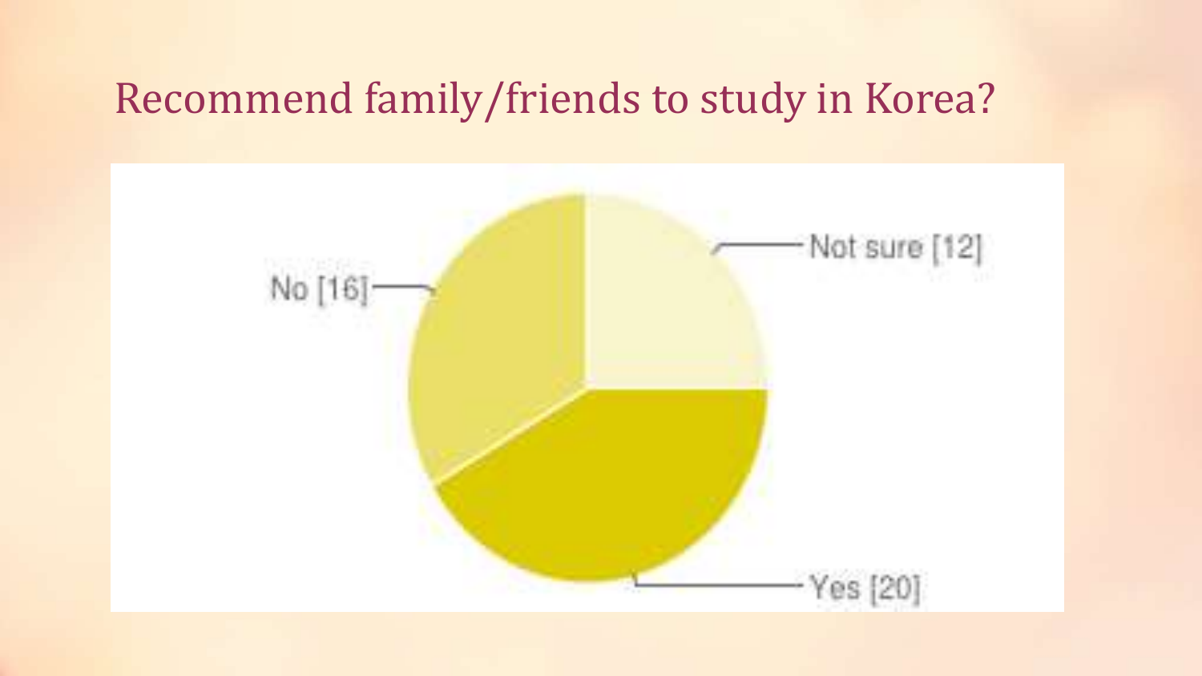# Recommend family/friends to study in Korea?

No [16]

Not sure [12]

Yes [20]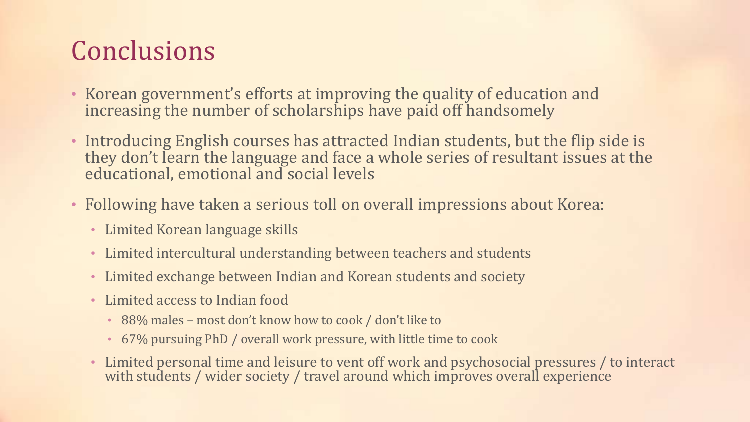# Conclusions

- Korean government's efforts at improving the quality of education and increasing the number of scholarships have paid off handsomely
- Introducing English courses has attracted Indian students, but the flip side is they don't learn the language and face a whole series of resultant issues at the educational, emotional and social levels
- Following have taken a serious toll on overall impressions about Korea:
  - Limited Korean language skills
  - Limited intercultural understanding between teachers and students
  - Limited exchange between Indian and Korean students and society
  - Limited access to Indian food
    - 88% males – most don't know how to cook / don't like to
    - 67% pursuing PhD / overall work pressure, with little time to cook
  - Limited personal time and leisure to vent off work and psychosocial pressures / to interact with students / wider society / travel around which improves overall experience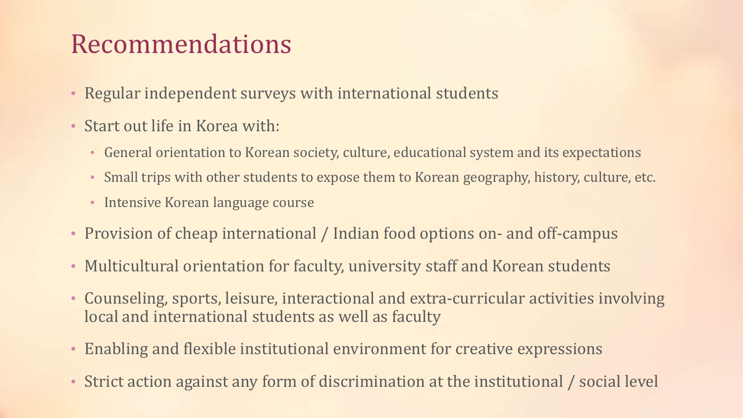# Recommendations

- Regular independent surveys with international students
- Start out life in Korea with:
  - General orientation to Korean society, culture, educational system and its expectations
  - Small trips with other students to expose them to Korean geography, history, culture, etc.
  - Intensive Korean language course
- Provision of cheap international / Indian food options on- and off-campus
- Multicultural orientation for faculty, university staff and Korean students
- Counseling, sports, leisure, interactional and extra-curricular activities involving local and international students as well as faculty
- Enabling and flexible institutional environment for creative expressions
- Strict action against any form of discrimination at the institutional / social level